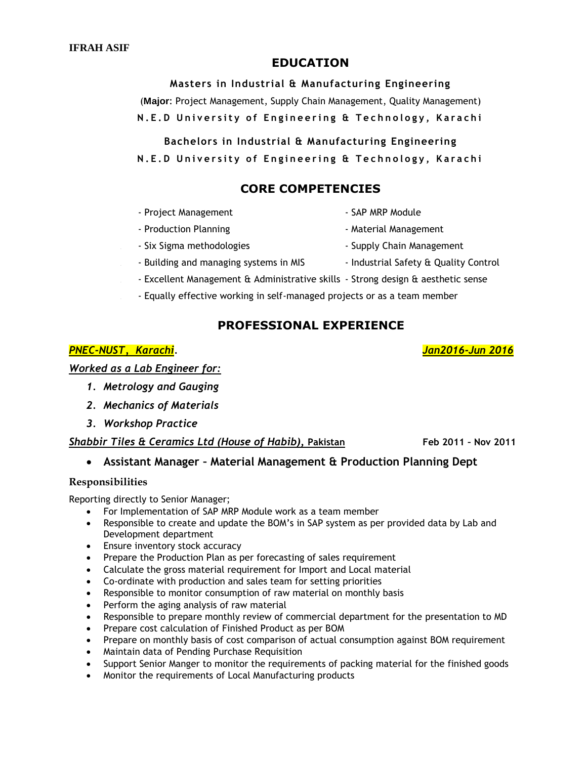**IFRAH ASIF**

## EDUCATION

**Masters in Industrial & Manufacturing Engineering**

(**Major**: Project Management, Supply Chain Management, Quality Management)

**N.E.D University of Engineering & Technology, Karachi**

**Bachelors in Industrial & Manufacturing Engineering**

**N.E.D University of Engineering & Technology, Karachi**

## CORE COMPETENCIES

- Project Management
- SAP MRP Module
- Production Planning
- Material Management
- Six Sigma methodologies
- Supply Chain Management
- Building and managing systems in MIS
- Industrial Safety & Quality Control
- Excellent Management & Administrative skills
- Strong design & aesthetic sense
- Equally effective working in self-managed projects or as a team member

## PROFESSIONAL EXPERIENCE

***PNEC-NUST, Karachi*.** ***Jan2016-Jun 2016***

***Worked as a Lab Engineer for:***

1. ***Metrology and Gauging***
2. ***Mechanics of Materials***
3. ***Workshop Practice***

***Shabbir Tiles & Ceramics Ltd (House of Habib),* Pakistan** **Feb 2011 – Nov 2011**

- **Assistant Manager – Material Management & Production Planning Dept**

### Responsibilities

Reporting directly to Senior Manager;

- For Implementation of SAP MRP Module work as a team member
- Responsible to create and update the BOM's in SAP system as per provided data by Lab and Development department
- Ensure inventory stock accuracy
- Prepare the Production Plan as per forecasting of sales requirement
- Calculate the gross material requirement for Import and Local material
- Co-ordinate with production and sales team for setting priorities
- Responsible to monitor consumption of raw material on monthly basis
- Perform the aging analysis of raw material
- Responsible to prepare monthly review of commercial department for the presentation to MD
- Prepare cost calculation of Finished Product as per BOM
- Prepare on monthly basis of cost comparison of actual consumption against BOM requirement
- Maintain data of Pending Purchase Requisition
- Support Senior Manger to monitor the requirements of packing material for the finished goods
- Monitor the requirements of Local Manufacturing products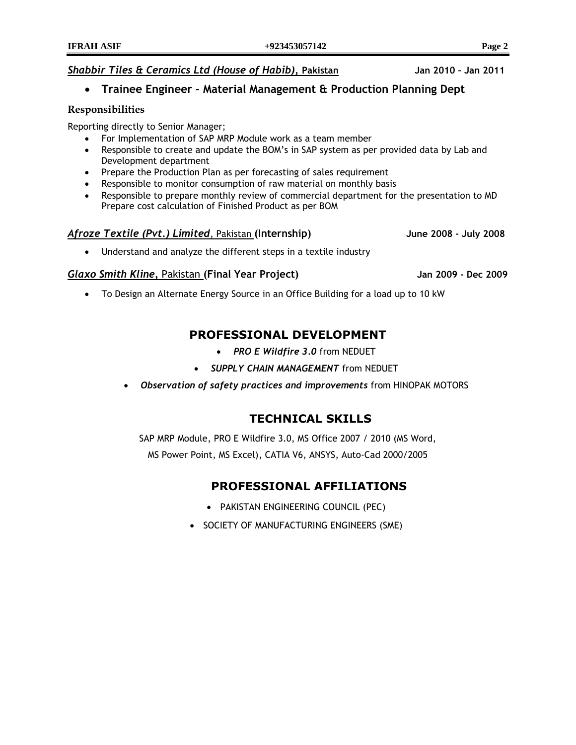***Shabbir Tiles & Ceramics Ltd (House of Habib)*, Pakistan** **Jan 2010 – Jan 2011**

- **Trainee Engineer – Material Management & Production Planning Dept**

**Responsibilities**

Reporting directly to Senior Manager;

- For Implementation of SAP MRP Module work as a team member
- Responsible to create and update the BOM's in SAP system as per provided data by Lab and Development department
- Prepare the Production Plan as per forecasting of sales requirement
- Responsible to monitor consumption of raw material on monthly basis
- Responsible to prepare monthly review of commercial department for the presentation to MD Prepare cost calculation of Finished Product as per BOM

***Afroze Textile (Pvt.) Limited*, Pakistan (Internship)** **June 2008 - July 2008**

- Understand and analyze the different steps in a textile industry

***Glaxo Smith Kline*, Pakistan (Final Year Project)** **Jan 2009 - Dec 2009**

- To Design an Alternate Energy Source in an Office Building for a load up to 10 kW

## PROFESSIONAL DEVELOPMENT

- ***PRO E Wildfire 3.0*** from NEDUET
- ***SUPPLY CHAIN MANAGEMENT*** from NEDUET
- ***Observation of safety practices and improvements*** from HINOPAK MOTORS

## TECHNICAL SKILLS

SAP MRP Module, PRO E Wildfire 3.0, MS Office 2007 / 2010 (MS Word, MS Power Point, MS Excel), CATIA V6, ANSYS, Auto-Cad 2000/2005

## PROFESSIONAL AFFILIATIONS

- PAKISTAN ENGINEERING COUNCIL (PEC)
- SOCIETY OF MANUFACTURING ENGINEERS (SME)